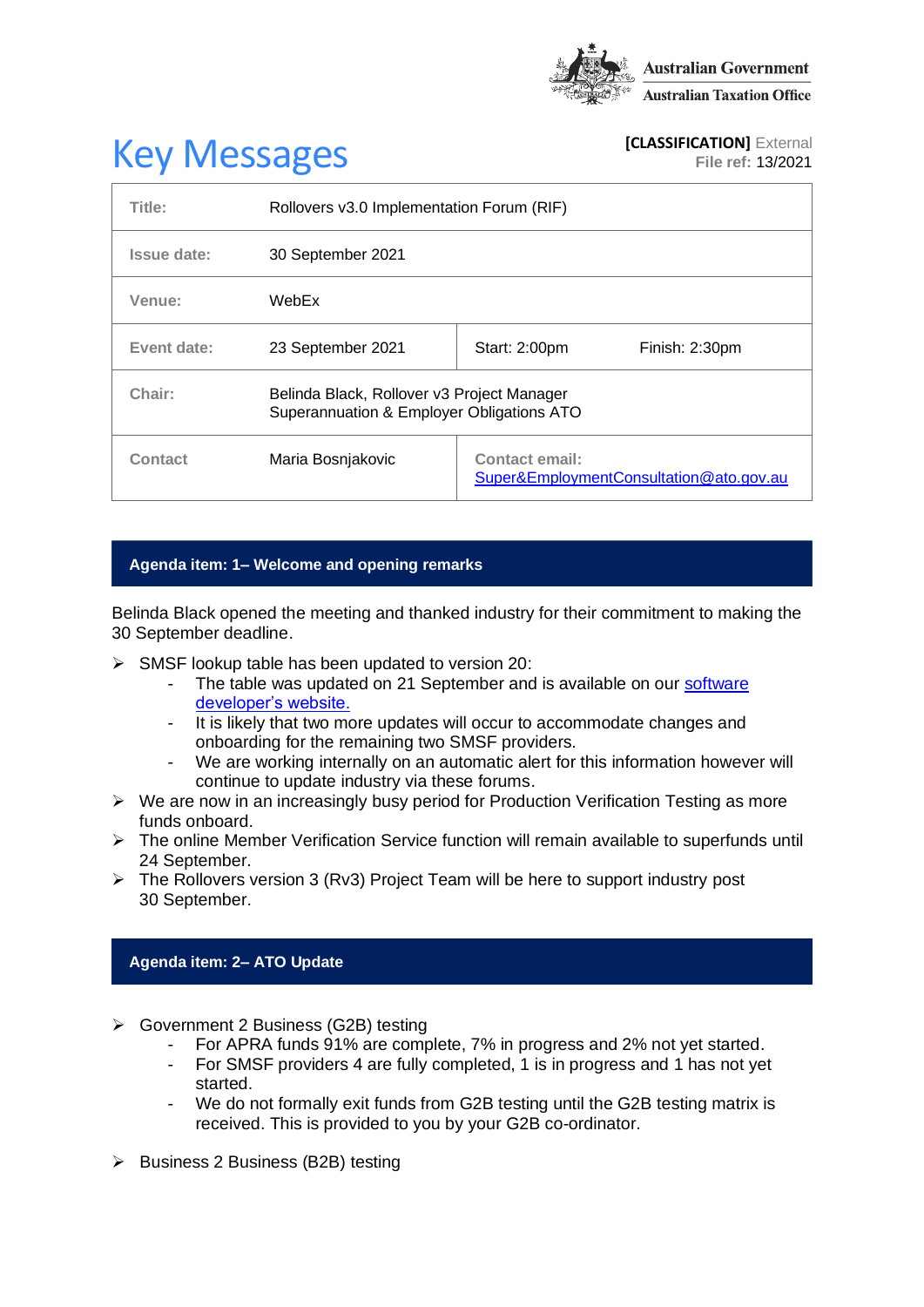Australian Government
Australian Taxation Office

# Key Messages

**[CLASSIFICATION]** External
**File ref:** 13/2021

| | | | |
|---|---|---|---|
| **Title:** | Rollovers v3.0 Implementation Forum (RIF) | | |
| **Issue date:** | 30 September 2021 | | |
| **Venue:** | WebEx | | |
| **Event date:** | 23 September 2021 | Start: 2:00pm | Finish: 2:30pm |
| **Chair:** | Belinda Black, Rollover v3 Project Manager<br>Superannuation & Employer Obligations ATO | | |
| **Contact** | Maria Bosnjakovic | **Contact email:**<br>Super&EmploymentConsultation@ato.gov.au | |

## Agenda item: 1– Welcome and opening remarks

Belinda Black opened the meeting and thanked industry for their commitment to making the 30 September deadline.

- SMSF lookup table has been updated to version 20:
  - The table was updated on 21 September and is available on our [software developer's website.]()
  - It is likely that two more updates will occur to accommodate changes and onboarding for the remaining two SMSF providers.
  - We are working internally on an automatic alert for this information however will continue to update industry via these forums.
- We are now in an increasingly busy period for Production Verification Testing as more funds onboard.
- The online Member Verification Service function will remain available to superfunds until 24 September.
- The Rollovers version 3 (Rv3) Project Team will be here to support industry post 30 September.

## Agenda item: 2– ATO Update

- Government 2 Business (G2B) testing
  - For APRA funds 91% are complete, 7% in progress and 2% not yet started.
  - For SMSF providers 4 are fully completed, 1 is in progress and 1 has not yet started.
  - We do not formally exit funds from G2B testing until the G2B testing matrix is received. This is provided to you by your G2B co-ordinator.
- Business 2 Business (B2B) testing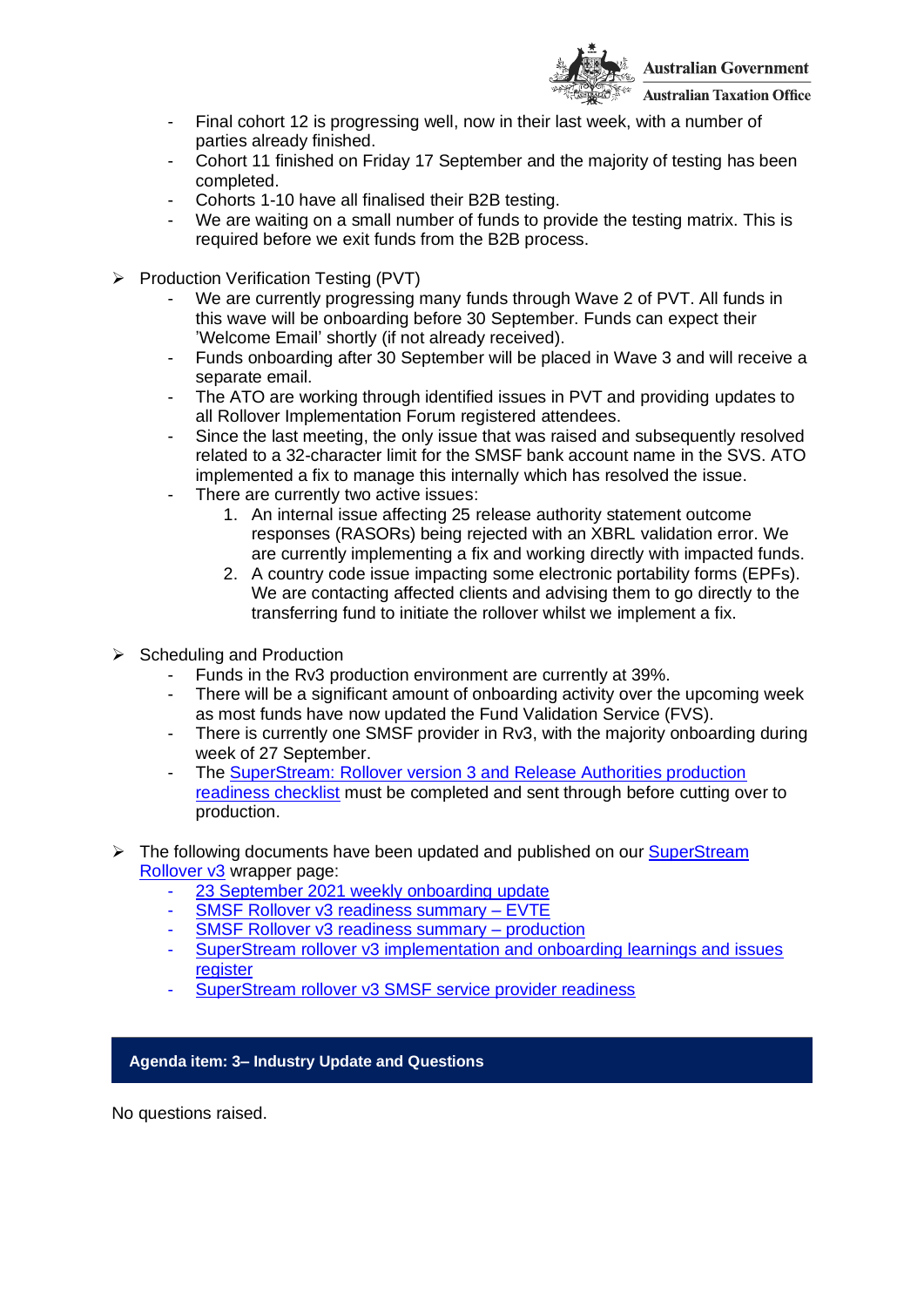- Final cohort 12 is progressing well, now in their last week, with a number of parties already finished.
- Cohort 11 finished on Friday 17 September and the majority of testing has been completed.
- Cohorts 1-10 have all finalised their B2B testing.
- We are waiting on a small number of funds to provide the testing matrix. This is required before we exit funds from the B2B process.

- Production Verification Testing (PVT)
  - We are currently progressing many funds through Wave 2 of PVT. All funds in this wave will be onboarding before 30 September. Funds can expect their 'Welcome Email' shortly (if not already received).
  - Funds onboarding after 30 September will be placed in Wave 3 and will receive a separate email.
  - The ATO are working through identified issues in PVT and providing updates to all Rollover Implementation Forum registered attendees.
  - Since the last meeting, the only issue that was raised and subsequently resolved related to a 32-character limit for the SMSF bank account name in the SVS. ATO implemented a fix to manage this internally which has resolved the issue.
  - There are currently two active issues:
    1. An internal issue affecting 25 release authority statement outcome responses (RASORs) being rejected with an XBRL validation error. We are currently implementing a fix and working directly with impacted funds.
    2. A country code issue impacting some electronic portability forms (EPFs). We are contacting affected clients and advising them to go directly to the transferring fund to initiate the rollover whilst we implement a fix.

- Scheduling and Production
  - Funds in the Rv3 production environment are currently at 39%.
  - There will be a significant amount of onboarding activity over the upcoming week as most funds have now updated the Fund Validation Service (FVS).
  - There is currently one SMSF provider in Rv3, with the majority onboarding during week of 27 September.
  - The SuperStream: Rollover version 3 and Release Authorities production readiness checklist must be completed and sent through before cutting over to production.

- The following documents have been updated and published on our SuperStream Rollover v3 wrapper page:
  - 23 September 2021 weekly onboarding update
  - SMSF Rollover v3 readiness summary – EVTE
  - SMSF Rollover v3 readiness summary – production
  - SuperStream rollover v3 implementation and onboarding learnings and issues register
  - SuperStream rollover v3 SMSF service provider readiness

## Agenda item: 3– Industry Update and Questions

No questions raised.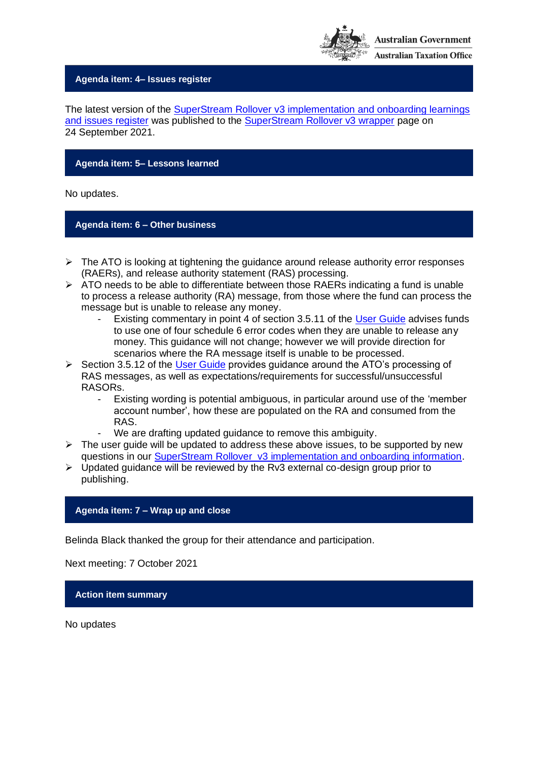## Agenda item: 4– Issues register

The latest version of the SuperStream Rollover v3 implementation and onboarding learnings and issues register was published to the SuperStream Rollover v3 wrapper page on 24 September 2021.

## Agenda item: 5– Lessons learned

No updates.

## Agenda item: 6 – Other business

- The ATO is looking at tightening the guidance around release authority error responses (RAERs), and release authority statement (RAS) processing.
- ATO needs to be able to differentiate between those RAERs indicating a fund is unable to process a release authority (RA) message, from those where the fund can process the message but is unable to release any money.
    - Existing commentary in point 4 of section 3.5.11 of the User Guide advises funds to use one of four schedule 6 error codes when they are unable to release any money. This guidance will not change; however we will provide direction for scenarios where the RA message itself is unable to be processed.
- Section 3.5.12 of the User Guide provides guidance around the ATO's processing of RAS messages, as well as expectations/requirements for successful/unsuccessful RASORs.
    - Existing wording is potential ambiguous, in particular around use of the 'member account number', how these are populated on the RA and consumed from the RAS.
    - We are drafting updated guidance to remove this ambiguity.
- The user guide will be updated to address these above issues, to be supported by new questions in our SuperStream Rollover v3 implementation and onboarding information.
- Updated guidance will be reviewed by the Rv3 external co-design group prior to publishing.

## Agenda item: 7 – Wrap up and close

Belinda Black thanked the group for their attendance and participation.

Next meeting: 7 October 2021

## Action item summary

No updates